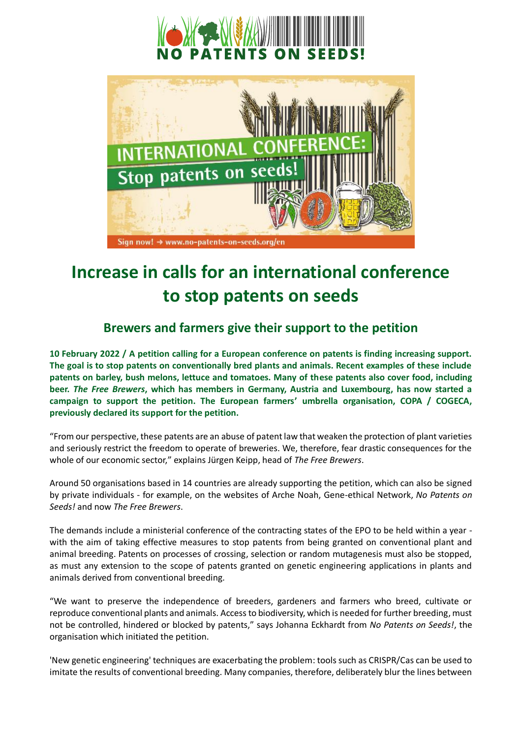# Increase in calls for an international conference to stop patents on seeds

## Brewers and farmers give their support to the petition

**10 February 2022 / A petition calling for a European conference on patents is finding increasing support. The goal is to stop patents on conventionally bred plants and animals. Recent examples of these include patents on barley, bush melons, lettuce and tomatoes. Many of these patents also cover food, including beer. *The Free Brewers*, which has members in Germany, Austria and Luxembourg, has now started a campaign to support the petition. The European farmers' umbrella organisation, COPA / COGECA, previously declared its support for the petition.**

"From our perspective, these patents are an abuse of patent law that weaken the protection of plant varieties and seriously restrict the freedom to operate of breweries. We, therefore, fear drastic consequences for the whole of our economic sector," explains Jürgen Keipp, head of *The Free Brewers*.

Around 50 organisations based in 14 countries are already supporting the petition, which can also be signed by private individuals - for example, on the websites of Arche Noah, Gene-ethical Network, *No Patents on Seeds!* and now *The Free Brewers*.

The demands include a ministerial conference of the contracting states of the EPO to be held within a year - with the aim of taking effective measures to stop patents from being granted on conventional plant and animal breeding. Patents on processes of crossing, selection or random mutagenesis must also be stopped, as must any extension to the scope of patents granted on genetic engineering applications in plants and animals derived from conventional breeding.

"We want to preserve the independence of breeders, gardeners and farmers who breed, cultivate or reproduce conventional plants and animals. Access to biodiversity, which is needed for further breeding, must not be controlled, hindered or blocked by patents," says Johanna Eckhardt from *No Patents on Seeds!*, the organisation which initiated the petition.

'New genetic engineering' techniques are exacerbating the problem: tools such as CRISPR/Cas can be used to imitate the results of conventional breeding. Many companies, therefore, deliberately blur the lines between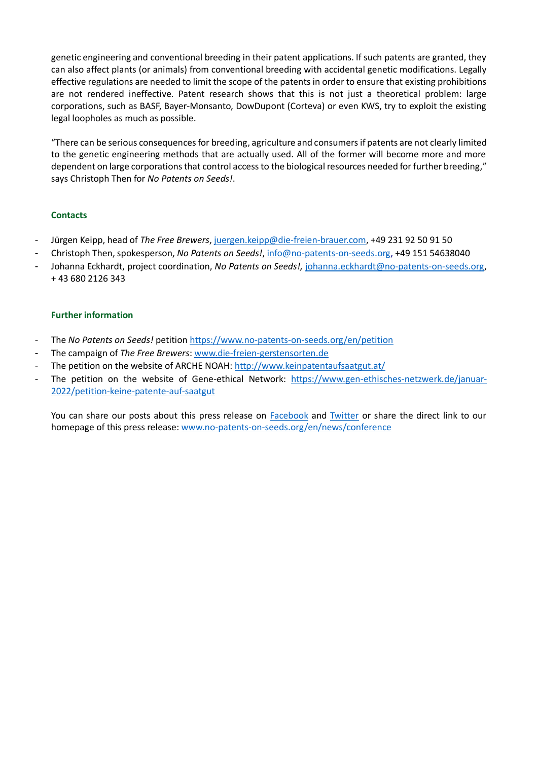genetic engineering and conventional breeding in their patent applications. If such patents are granted, they can also affect plants (or animals) from conventional breeding with accidental genetic modifications. Legally effective regulations are needed to limit the scope of the patents in order to ensure that existing prohibitions are not rendered ineffective. Patent research shows that this is not just a theoretical problem: large corporations, such as BASF, Bayer-Monsanto, DowDupont (Corteva) or even KWS, try to exploit the existing legal loopholes as much as possible.

"There can be serious consequences for breeding, agriculture and consumers if patents are not clearly limited to the genetic engineering methods that are actually used. All of the former will become more and more dependent on large corporations that control access to the biological resources needed for further breeding," says Christoph Then for *No Patents on Seeds!*.

**Contacts**

- Jürgen Keipp, head of *The Free Brewers*, juergen.keipp@die-freien-brauer.com, +49 231 92 50 91 50
- Christoph Then, spokesperson, *No Patents on Seeds!*, info@no-patents-on-seeds.org, +49 151 54638040
- Johanna Eckhardt, project coordination, *No Patents on Seeds!,* johanna.eckhardt@no-patents-on-seeds.org, + 43 680 2126 343

**Further information**

- The *No Patents on Seeds!* petition https://www.no-patents-on-seeds.org/en/petition
- The campaign of *The Free Brewers*: www.die-freien-gerstensorten.de
- The petition on the website of ARCHE NOAH: http://www.keinpatentaufsaatgut.at/
- The petition on the website of Gene-ethical Network: https://www.gen-ethisches-netzwerk.de/januar-2022/petition-keine-patente-auf-saatgut

You can share our posts about this press release on Facebook and Twitter or share the direct link to our homepage of this press release: www.no-patents-on-seeds.org/en/news/conference